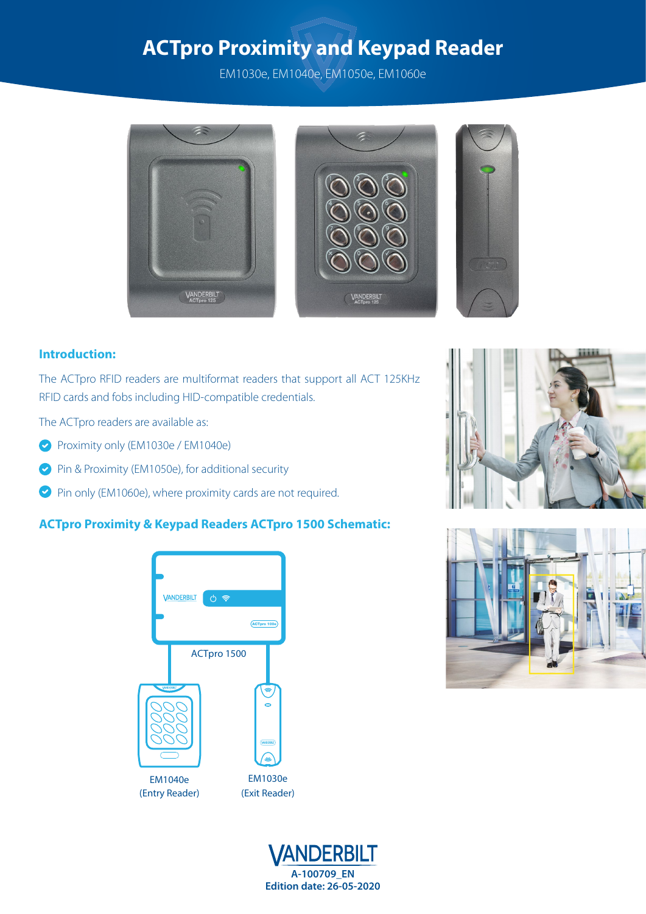# ACTpro Proximity and Keypad Reader

EM1030e, EM1040e, EM1050e, EM1060e

## Introduction:

The ACTpro RFID readers are multiformat readers that support all ACT 125KHz RFID cards and fobs including HID-compatible credentials.

The ACTpro readers are available as:

- Proximity only (EM1030e / EM1040e)
- Pin & Proximity (EM1050e), for additional security
- Pin only (EM1060e), where proximity cards are not required.

## ACTpro Proximity & Keypad Readers ACTpro 1500 Schematic:

ACTpro 1500

EM1040e
(Entry Reader)

EM1030e
(Exit Reader)

A-100709_EN
Edition date: 26-05-2020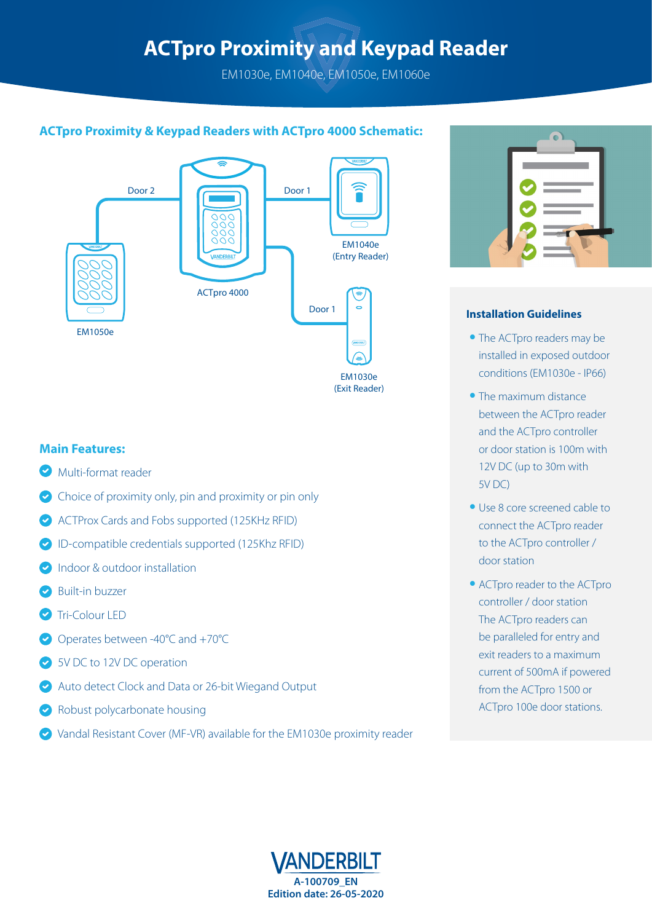# ACTpro Proximity and Keypad Reader

EM1030e, EM1040e, EM1050e, EM1060e

## ACTpro Proximity & Keypad Readers with ACTpro 4000 Schematic:

Door 2

Door 1

EM1040e
(Entry Reader)

EM1050e

ACTpro 4000

Door 1

EM1030e
(Exit Reader)

## Main Features:

- Multi-format reader
- Choice of proximity only, pin and proximity or pin only
- ACTProx Cards and Fobs supported (125KHz RFID)
- ID-compatible credentials supported (125Khz RFID)
- Indoor & outdoor installation
- Built-in buzzer
- Tri-Colour LED
- Operates between -40°C and +70°C
- 5V DC to 12V DC operation
- Auto detect Clock and Data or 26-bit Wiegand Output
- Robust polycarbonate housing
- Vandal Resistant Cover (MF-VR) available for the EM1030e proximity reader

### Installation Guidelines

- The ACTpro readers may be installed in exposed outdoor conditions (EM1030e - IP66)
- The maximum distance between the ACTpro reader and the ACTpro controller or door station is 100m with 12V DC (up to 30m with 5V DC)
- Use 8 core screened cable to connect the ACTpro reader to the ACTpro controller / door station
- ACTpro reader to the ACTpro controller / door station The ACTpro readers can be paralleled for entry and exit readers to a maximum current of 500mA if powered from the ACTpro 1500 or ACTpro 100e door stations.

VANDERBILT

A-100709_EN
Edition date: 26-05-2020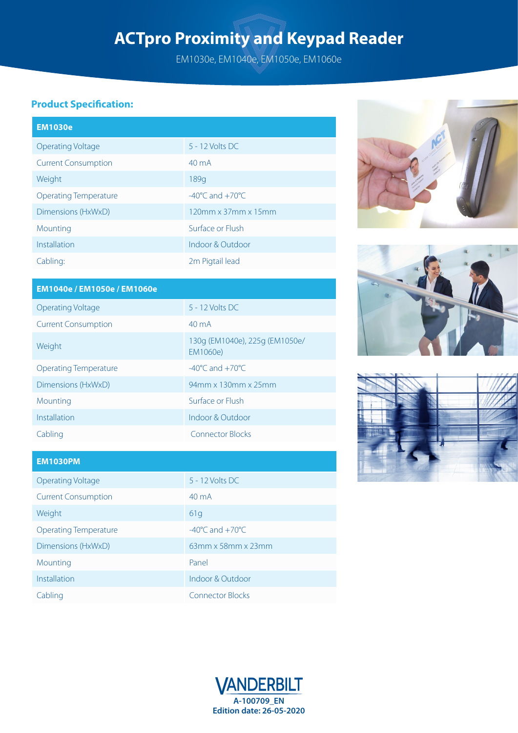# ACTpro Proximity and Keypad Reader

EM1030e, EM1040e, EM1050e, EM1060e

## Product Specification:

| EM1030e | |
|---|---|
| Operating Voltage | 5 - 12 Volts DC |
| Current Consumption | 40 mA |
| Weight | 189g |
| Operating Temperature | -40°C and +70°C |
| Dimensions (HxWxD) | 120mm x 37mm x 15mm |
| Mounting | Surface or Flush |
| Installation | Indoor & Outdoor |
| Cabling: | 2m Pigtail lead |

| EM1040e / EM1050e / EM1060e | |
|---|---|
| Operating Voltage | 5 - 12 Volts DC |
| Current Consumption | 40 mA |
| Weight | 130g (EM1040e), 225g (EM1050e/ EM1060e) |
| Operating Temperature | -40°C and +70°C |
| Dimensions (HxWxD) | 94mm x 130mm x 25mm |
| Mounting | Surface or Flush |
| Installation | Indoor & Outdoor |
| Cabling | Connector Blocks |

| EM1030PM | |
|---|---|
| Operating Voltage | 5 - 12 Volts DC |
| Current Consumption | 40 mA |
| Weight | 61g |
| Operating Temperature | -40°C and +70°C |
| Dimensions (HxWxD) | 63mm x 58mm x 23mm |
| Mounting | Panel |
| Installation | Indoor & Outdoor |
| Cabling | Connector Blocks |

VANDERBILT

A-100709_EN

Edition date: 26-05-2020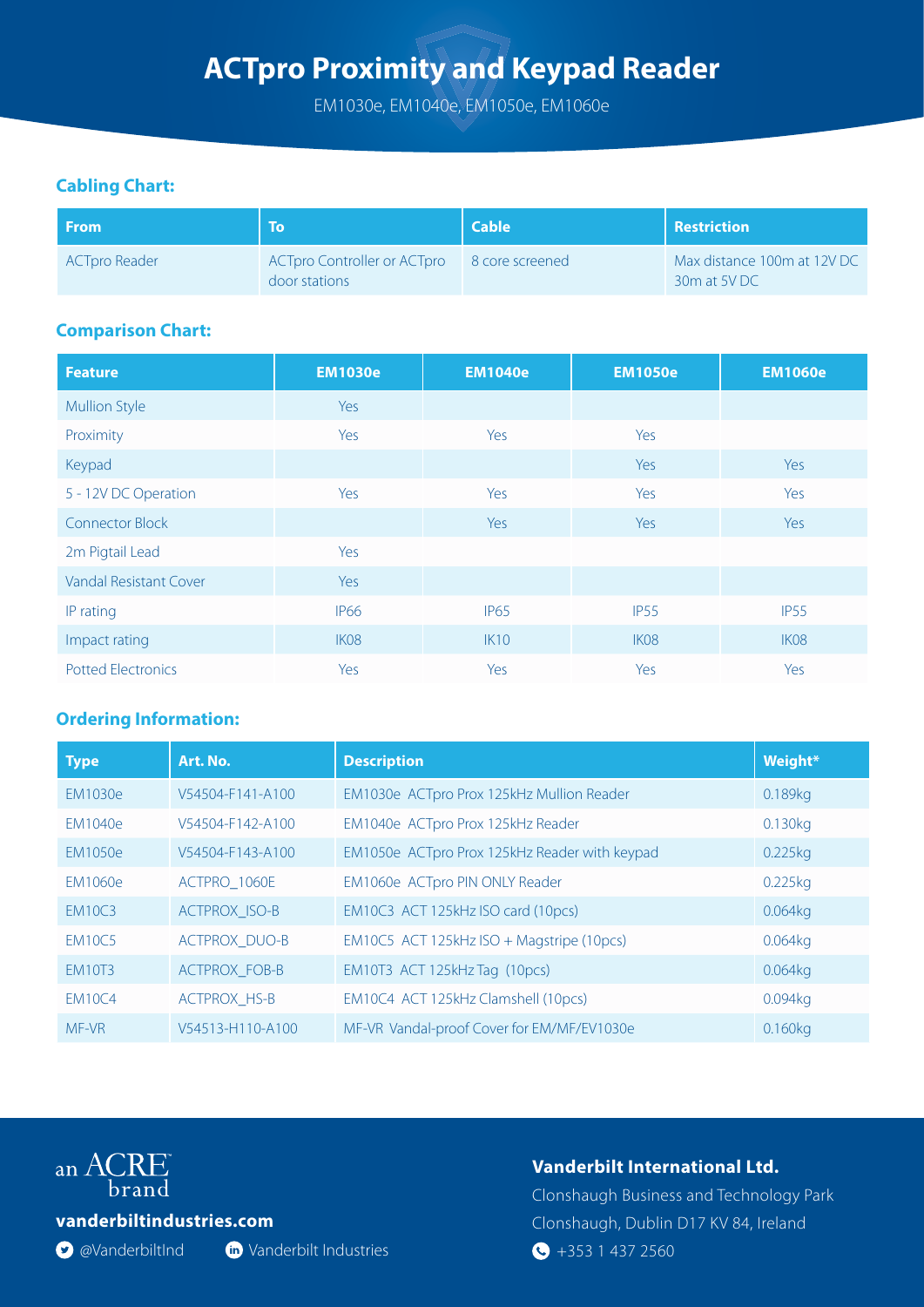# ACTpro Proximity and Keypad Reader

EM1030e, EM1040e, EM1050e, EM1060e

## Cabling Chart:

| From | To | Cable | Restriction |
|---|---|---|---|
| ACTpro Reader | ACTpro Controller or ACTpro door stations | 8 core screened | Max distance 100m at 12V DC 30m at 5V DC |

## Comparison Chart:

| Feature | EM1030e | EM1040e | EM1050e | EM1060e |
|---|---|---|---|---|
| Mullion Style | Yes | | | |
| Proximity | Yes | Yes | Yes | |
| Keypad | | | Yes | Yes |
| 5 - 12V DC Operation | Yes | Yes | Yes | Yes |
| Connector Block | | Yes | Yes | Yes |
| 2m Pigtail Lead | Yes | | | |
| Vandal Resistant Cover | Yes | | | |
| IP rating | IP66 | IP65 | IP55 | IP55 |
| Impact rating | IK08 | IK10 | IK08 | IK08 |
| Potted Electronics | Yes | Yes | Yes | Yes |

## Ordering Information:

| Type | Art. No. | Description | Weight* |
|---|---|---|---|
| EM1030e | V54504-F141-A100 | EM1030e ACTpro Prox 125kHz Mullion Reader | 0.189kg |
| EM1040e | V54504-F142-A100 | EM1040e ACTpro Prox 125kHz Reader | 0.130kg |
| EM1050e | V54504-F143-A100 | EM1050e ACTpro Prox 125kHz Reader with keypad | 0.225kg |
| EM1060e | ACTPRO_1060E | EM1060e ACTpro PIN ONLY Reader | 0.225kg |
| EM10C3 | ACTPROX_ISO-B | EM10C3 ACT 125kHz ISO card (10pcs) | 0.064kg |
| EM10C5 | ACTPROX_DUO-B | EM10C5 ACT 125kHz ISO + Magstripe (10pcs) | 0.064kg |
| EM10T3 | ACTPROX_FOB-B | EM10T3 ACT 125kHz Tag (10pcs) | 0.064kg |
| EM10C4 | ACTPROX_HS-B | EM10C4 ACT 125kHz Clamshell (10pcs) | 0.094kg |
| MF-VR | V54513-H110-A100 | MF-VR Vandal-proof Cover for EM/MF/EV1030e | 0.160kg |

an ACRE brand

**vanderbiltindustries.com**

@VanderbiltInd   Vanderbilt Industries

**Vanderbilt International Ltd.**

Clonshaugh Business and Technology Park
Clonshaugh, Dublin D17 KV 84, Ireland
+353 1 437 2560